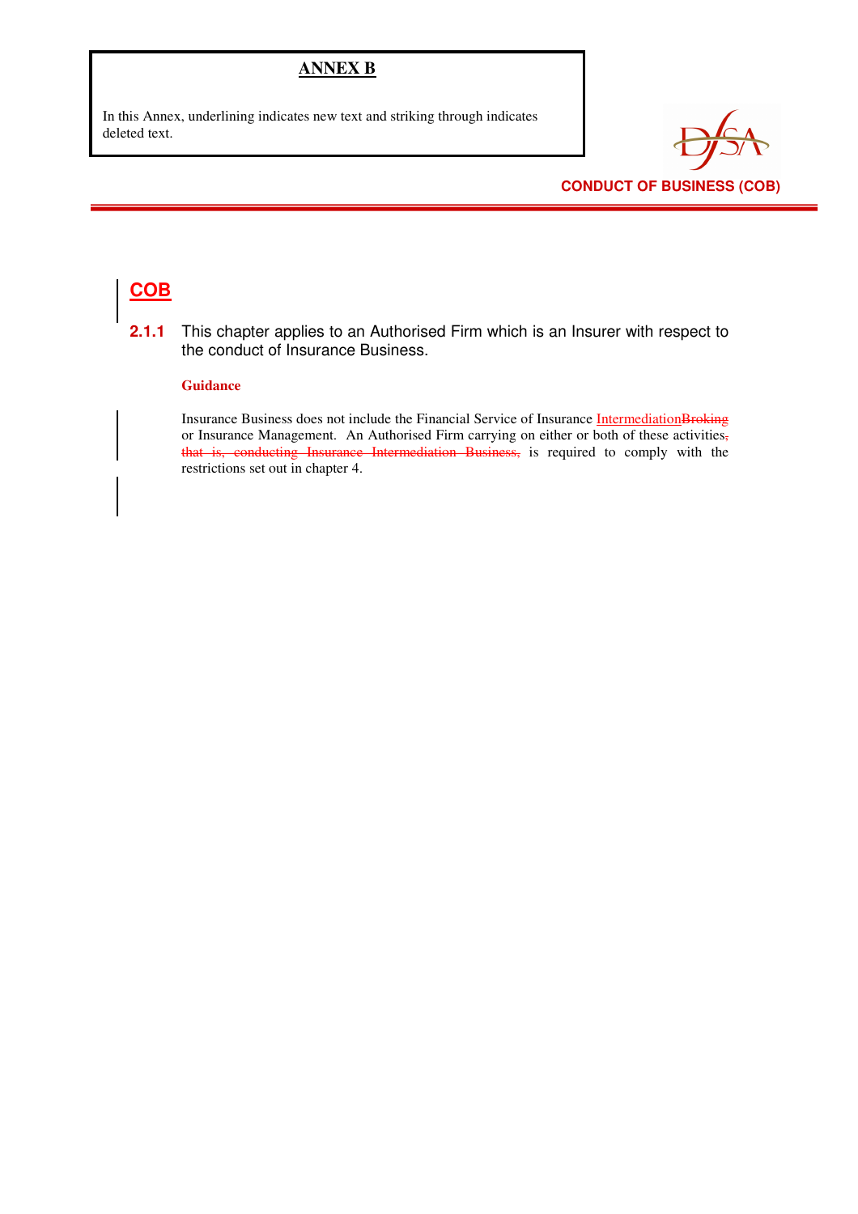**ANNEX B**

In this Annex, underlining indicates new text and striking through indicates deleted text.

CONDUCT OF BUSINESS (COB)

# <u>COB</u>

**2.1.1** This chapter applies to an Authorised Firm which is an Insurer with respect to the conduct of Insurance Business.

**Guidance**

Insurance Business does not include the Financial Service of Insurance <u>Intermediation</u>~~Broking~~ or Insurance Management. An Authorised Firm carrying on either or both of these activities~~, that is, conducting Insurance Intermediation Business,~~ is required to comply with the restrictions set out in chapter 4.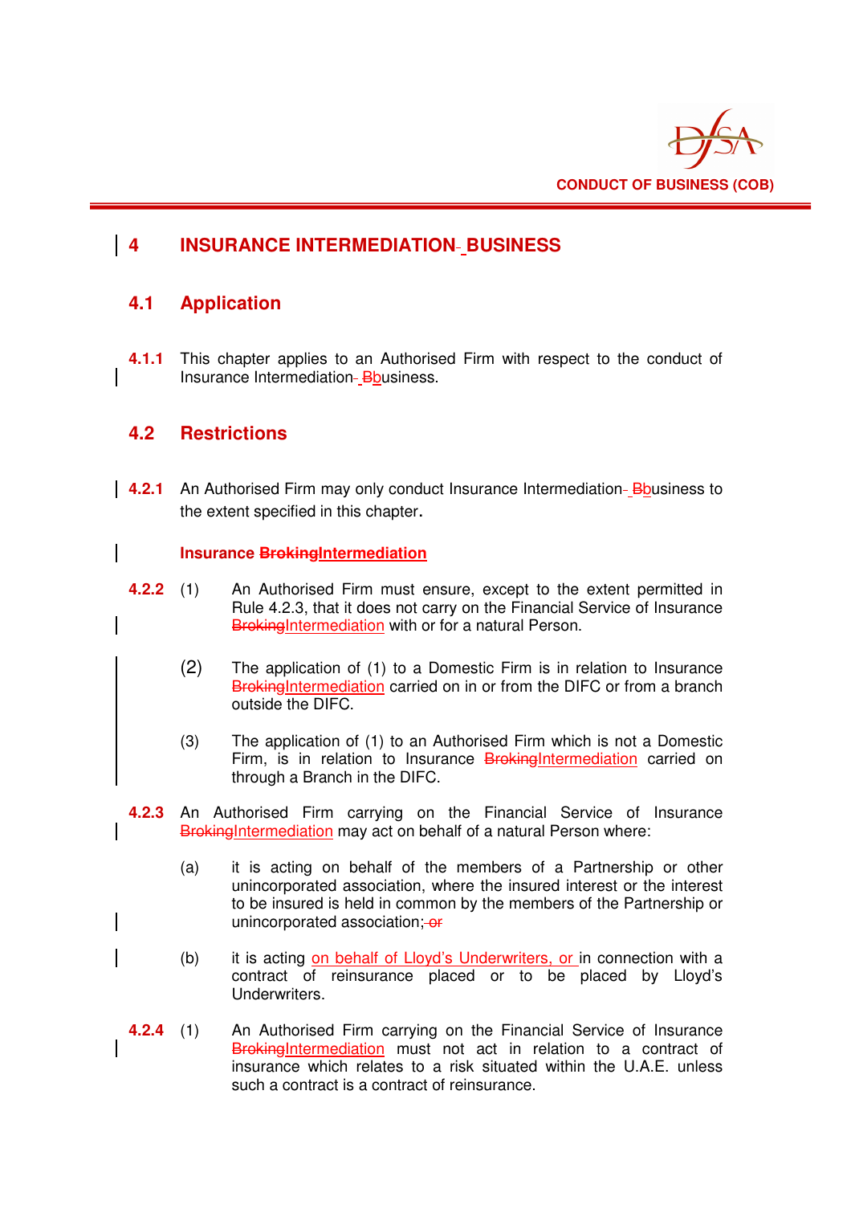# 4 INSURANCE INTERMEDIATION BUSINESS

## 4.1 Application

**4.1.1** This chapter applies to an Authorised Firm with respect to the conduct of Insurance Intermediation ~~B~~business.

## 4.2 Restrictions

**4.2.1** An Authorised Firm may only conduct Insurance Intermediation ~~B~~business to the extent specified in this chapter.

### Insurance ~~Broking~~Intermediation

**4.2.2** (1) An Authorised Firm must ensure, except to the extent permitted in Rule 4.2.3, that it does not carry on the Financial Service of Insurance ~~Broking~~Intermediation with or for a natural Person.

(2) The application of (1) to a Domestic Firm is in relation to Insurance ~~Broking~~Intermediation carried on in or from the DIFC or from a branch outside the DIFC.

(3) The application of (1) to an Authorised Firm which is not a Domestic Firm, is in relation to Insurance ~~Broking~~Intermediation carried on through a Branch in the DIFC.

**4.2.3** An Authorised Firm carrying on the Financial Service of Insurance ~~Broking~~Intermediation may act on behalf of a natural Person where:

(a) it is acting on behalf of the members of a Partnership or other unincorporated association, where the insured interest or the interest to be insured is held in common by the members of the Partnership or unincorporated association; ~~or~~

(b) it is acting on behalf of Lloyd's Underwriters, or in connection with a contract of reinsurance placed or to be placed by Lloyd's Underwriters.

**4.2.4** (1) An Authorised Firm carrying on the Financial Service of Insurance ~~Broking~~Intermediation must not act in relation to a contract of insurance which relates to a risk situated within the U.A.E. unless such a contract is a contract of reinsurance.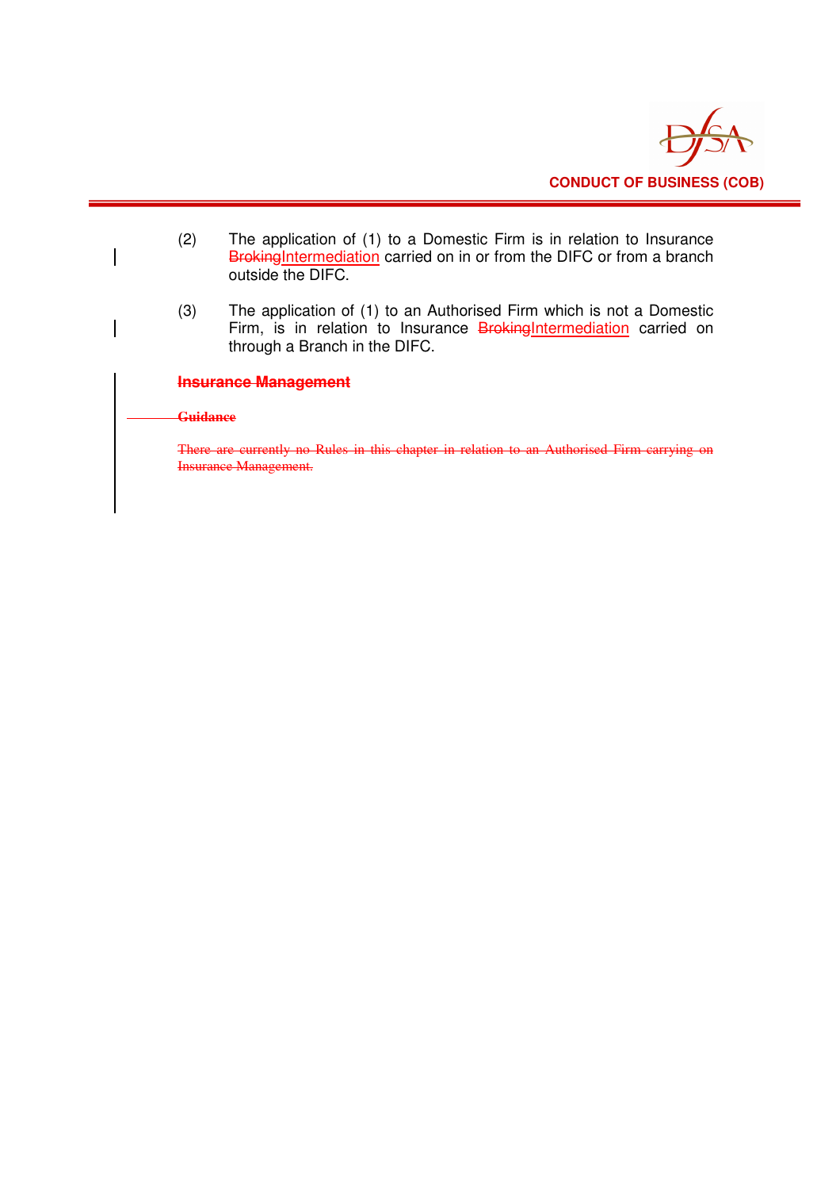(2) The application of (1) to a Domestic Firm is in relation to Insurance ~~Broking~~Intermediation carried on in or from the DIFC or from a branch outside the DIFC.

(3) The application of (1) to an Authorised Firm which is not a Domestic Firm, is in relation to Insurance ~~Broking~~Intermediation carried on through a Branch in the DIFC.

~~**Insurance Management**~~

~~**Guidance**~~

~~There are currently no Rules in this chapter in relation to an Authorised Firm carrying on Insurance Management.~~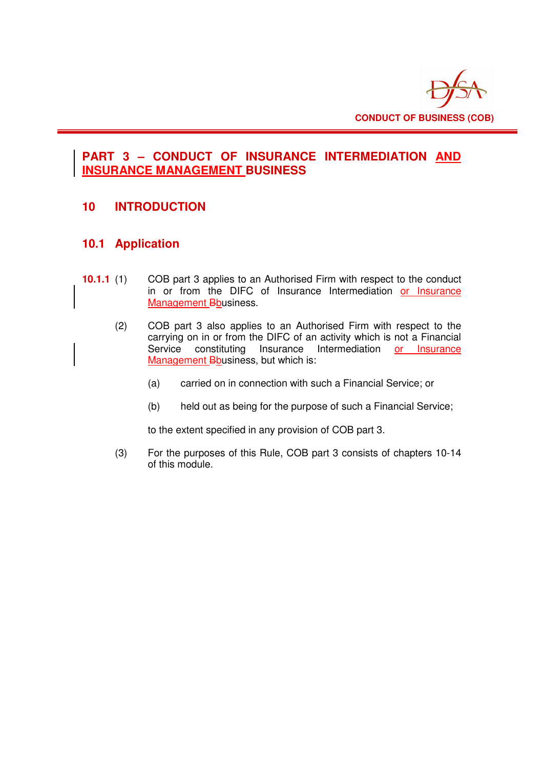# PART 3 – CONDUCT OF INSURANCE INTERMEDIATION AND INSURANCE MANAGEMENT BUSINESS

## 10 INTRODUCTION

### 10.1 Application

**10.1.1** (1) COB part 3 applies to an Authorised Firm with respect to the conduct in or from the DIFC of Insurance Intermediation or Insurance Management Bbusiness.

(2) COB part 3 also applies to an Authorised Firm with respect to the carrying on in or from the DIFC of an activity which is not a Financial Service constituting Insurance Intermediation or Insurance Management Bbusiness, but which is:

(a) carried on in connection with such a Financial Service; or

(b) held out as being for the purpose of such a Financial Service;

to the extent specified in any provision of COB part 3.

(3) For the purposes of this Rule, COB part 3 consists of chapters 10-14 of this module.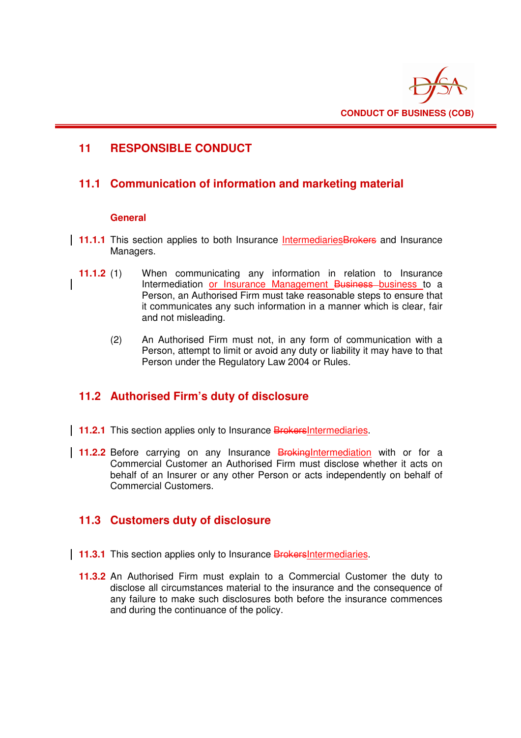# 11 RESPONSIBLE CONDUCT

## 11.1 Communication of information and marketing material

### General

**11.1.1** This section applies to both Insurance IntermediariesBrokers and Insurance Managers.

**11.1.2** (1) When communicating any information in relation to Insurance Intermediation or Insurance Management Business business to a Person, an Authorised Firm must take reasonable steps to ensure that it communicates any such information in a manner which is clear, fair and not misleading.

(2) An Authorised Firm must not, in any form of communication with a Person, attempt to limit or avoid any duty or liability it may have to that Person under the Regulatory Law 2004 or Rules.

## 11.2 Authorised Firm's duty of disclosure

**11.2.1** This section applies only to Insurance BrokersIntermediaries.

**11.2.2** Before carrying on any Insurance BrokingIntermediation with or for a Commercial Customer an Authorised Firm must disclose whether it acts on behalf of an Insurer or any other Person or acts independently on behalf of Commercial Customers.

## 11.3 Customers duty of disclosure

**11.3.1** This section applies only to Insurance BrokersIntermediaries.

**11.3.2** An Authorised Firm must explain to a Commercial Customer the duty to disclose all circumstances material to the insurance and the consequence of any failure to make such disclosures both before the insurance commences and during the continuance of the policy.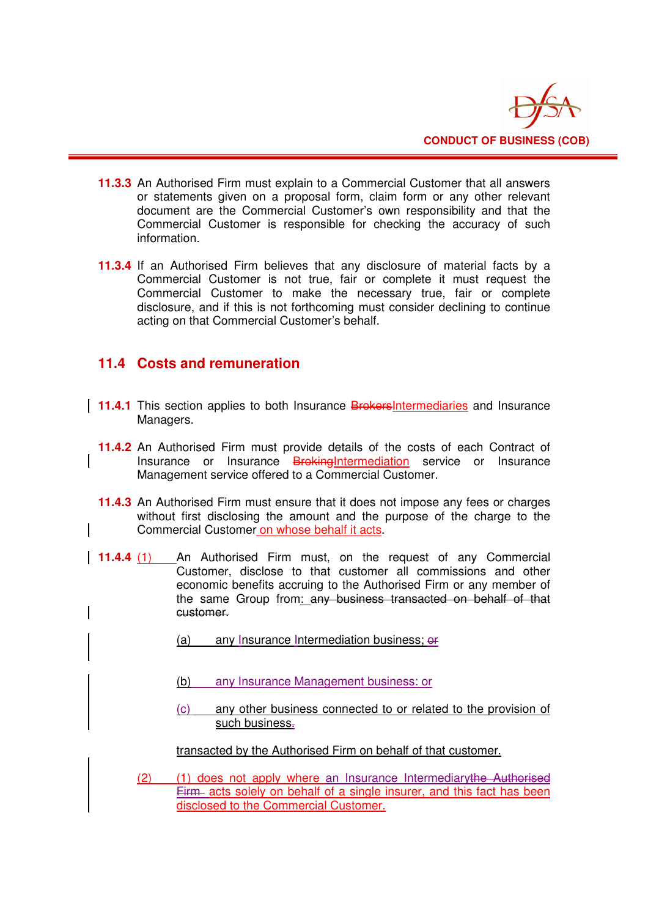**11.3.3** An Authorised Firm must explain to a Commercial Customer that all answers or statements given on a proposal form, claim form or any other relevant document are the Commercial Customer's own responsibility and that the Commercial Customer is responsible for checking the accuracy of such information.

**11.3.4** If an Authorised Firm believes that any disclosure of material facts by a Commercial Customer is not true, fair or complete it must request the Commercial Customer to make the necessary true, fair or complete disclosure, and if this is not forthcoming must consider declining to continue acting on that Commercial Customer's behalf.

## 11.4 Costs and remuneration

**11.4.1** This section applies to both Insurance ~~Brokers~~Intermediaries and Insurance Managers.

**11.4.2** An Authorised Firm must provide details of the costs of each Contract of Insurance or Insurance ~~Broking~~Intermediation service or Insurance Management service offered to a Commercial Customer.

**11.4.3** An Authorised Firm must ensure that it does not impose any fees or charges without first disclosing the amount and the purpose of the charge to the Commercial Customer on whose behalf it acts.

**11.4.4** (1) An Authorised Firm must, on the request of any Commercial Customer, disclose to that customer all commissions and other economic benefits accruing to the Authorised Firm or any member of the same Group from: ~~any business transacted on behalf of that customer.~~

(a) any Insurance Intermediation business; ~~or~~

(b) any Insurance Management business: or

(c) any other business connected to or related to the provision of such business~~.~~

transacted by the Authorised Firm on behalf of that customer.

(2) (1) does not apply where an Insurance Intermediary~~the Authorised Firm~~ acts solely on behalf of a single insurer, and this fact has been disclosed to the Commercial Customer.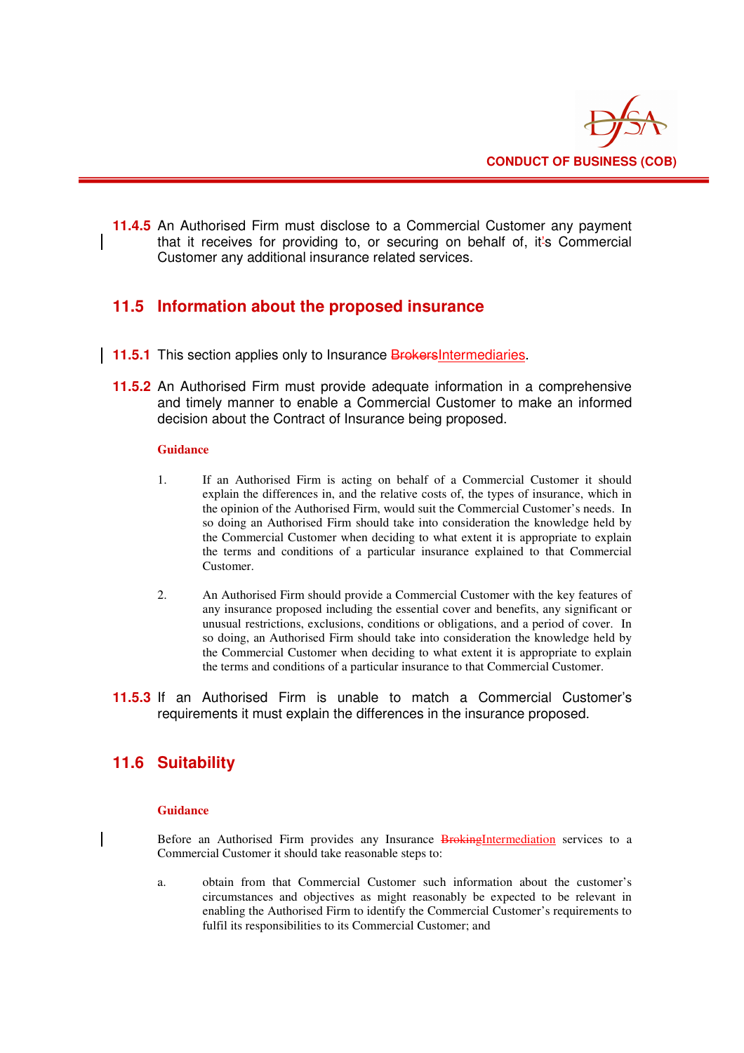**11.4.5** An Authorised Firm must disclose to a Commercial Customer any payment that it receives for providing to, or securing on behalf of, it's Commercial Customer any additional insurance related services.

## 11.5 Information about the proposed insurance

**11.5.1** This section applies only to Insurance ~~Brokers~~Intermediaries.

**11.5.2** An Authorised Firm must provide adequate information in a comprehensive and timely manner to enable a Commercial Customer to make an informed decision about the Contract of Insurance being proposed.

**Guidance**

1. If an Authorised Firm is acting on behalf of a Commercial Customer it should explain the differences in, and the relative costs of, the types of insurance, which in the opinion of the Authorised Firm, would suit the Commercial Customer's needs. In so doing an Authorised Firm should take into consideration the knowledge held by the Commercial Customer when deciding to what extent it is appropriate to explain the terms and conditions of a particular insurance explained to that Commercial Customer.

2. An Authorised Firm should provide a Commercial Customer with the key features of any insurance proposed including the essential cover and benefits, any significant or unusual restrictions, exclusions, conditions or obligations, and a period of cover. In so doing, an Authorised Firm should take into consideration the knowledge held by the Commercial Customer when deciding to what extent it is appropriate to explain the terms and conditions of a particular insurance to that Commercial Customer.

**11.5.3** If an Authorised Firm is unable to match a Commercial Customer's requirements it must explain the differences in the insurance proposed.

## 11.6 Suitability

**Guidance**

Before an Authorised Firm provides any Insurance ~~Broking~~Intermediation services to a Commercial Customer it should take reasonable steps to:

a. obtain from that Commercial Customer such information about the customer's circumstances and objectives as might reasonably be expected to be relevant in enabling the Authorised Firm to identify the Commercial Customer's requirements to fulfil its responsibilities to its Commercial Customer; and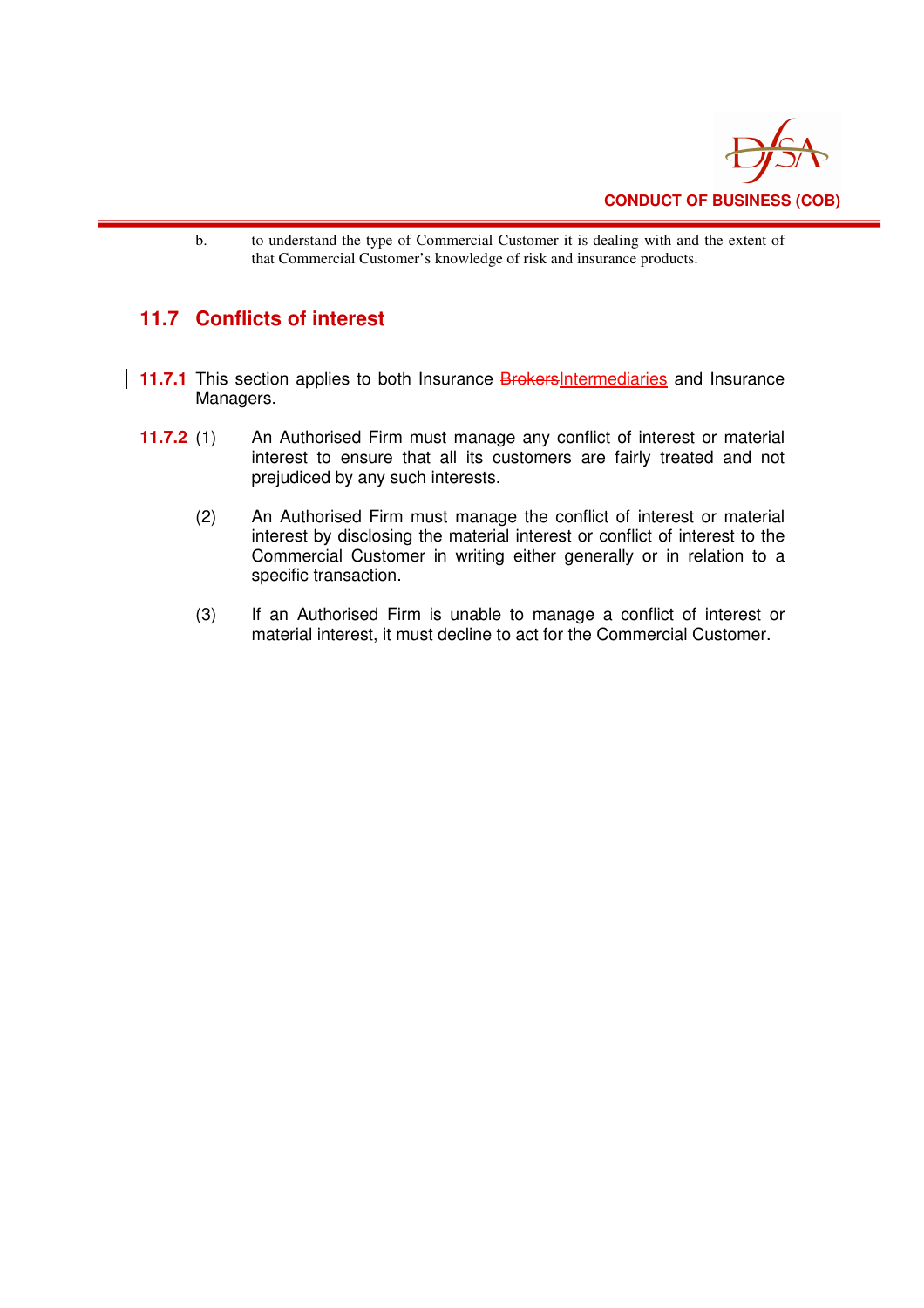b. to understand the type of Commercial Customer it is dealing with and the extent of that Commercial Customer's knowledge of risk and insurance products.

## 11.7 Conflicts of interest

**11.7.1** This section applies to both Insurance ~~Brokers~~Intermediaries and Insurance Managers.

**11.7.2** (1) An Authorised Firm must manage any conflict of interest or material interest to ensure that all its customers are fairly treated and not prejudiced by any such interests.

(2) An Authorised Firm must manage the conflict of interest or material interest by disclosing the material interest or conflict of interest to the Commercial Customer in writing either generally or in relation to a specific transaction.

(3) If an Authorised Firm is unable to manage a conflict of interest or material interest, it must decline to act for the Commercial Customer.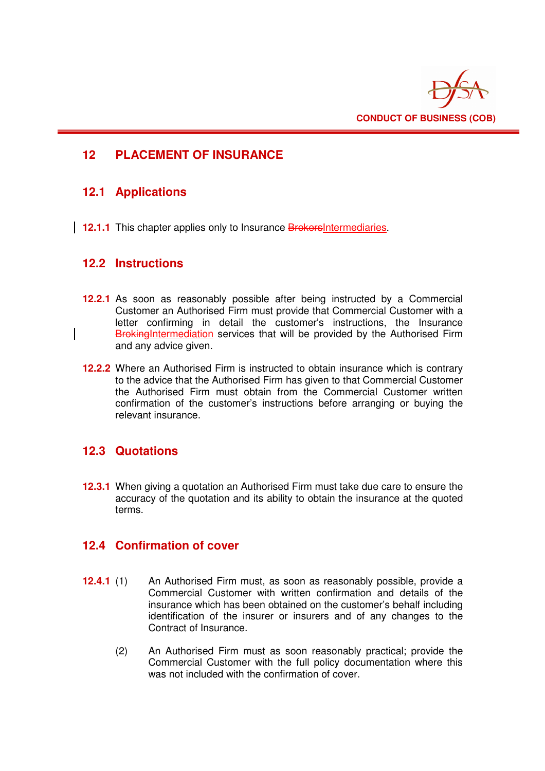# 12 PLACEMENT OF INSURANCE

## 12.1 Applications

**12.1.1** This chapter applies only to Insurance ~~Brokers~~Intermediaries.

## 12.2 Instructions

**12.2.1** As soon as reasonably possible after being instructed by a Commercial Customer an Authorised Firm must provide that Commercial Customer with a letter confirming in detail the customer's instructions, the Insurance ~~Broking~~Intermediation services that will be provided by the Authorised Firm and any advice given.

**12.2.2** Where an Authorised Firm is instructed to obtain insurance which is contrary to the advice that the Authorised Firm has given to that Commercial Customer the Authorised Firm must obtain from the Commercial Customer written confirmation of the customer's instructions before arranging or buying the relevant insurance.

## 12.3 Quotations

**12.3.1** When giving a quotation an Authorised Firm must take due care to ensure the accuracy of the quotation and its ability to obtain the insurance at the quoted terms.

## 12.4 Confirmation of cover

**12.4.1** (1) An Authorised Firm must, as soon as reasonably possible, provide a Commercial Customer with written confirmation and details of the insurance which has been obtained on the customer's behalf including identification of the insurer or insurers and of any changes to the Contract of Insurance.

(2) An Authorised Firm must as soon reasonably practical; provide the Commercial Customer with the full policy documentation where this was not included with the confirmation of cover.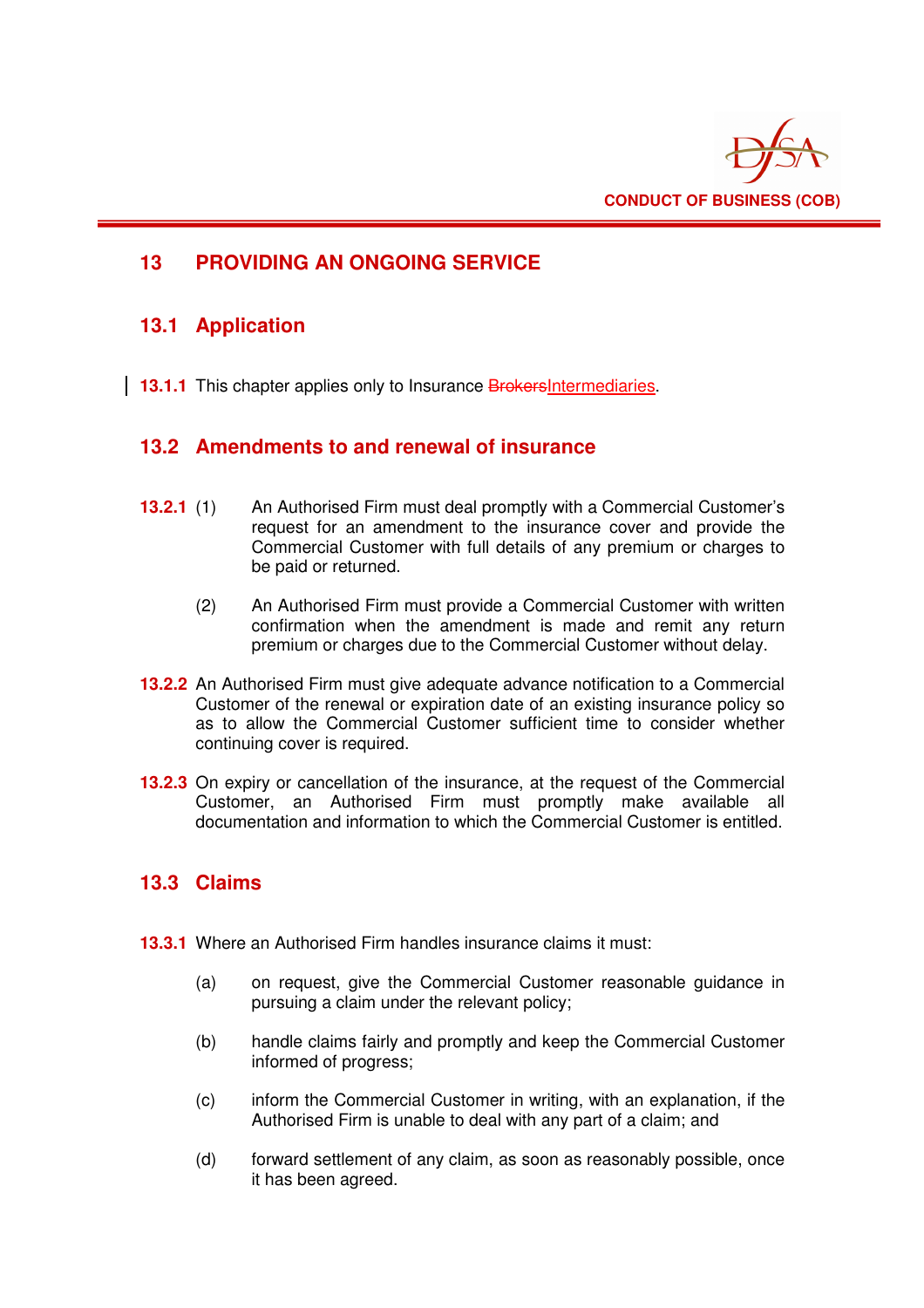# 13 PROVIDING AN ONGOING SERVICE

## 13.1 Application

**13.1.1** This chapter applies only to Insurance ~~Brokers~~Intermediaries.

## 13.2 Amendments to and renewal of insurance

**13.2.1** (1) An Authorised Firm must deal promptly with a Commercial Customer's request for an amendment to the insurance cover and provide the Commercial Customer with full details of any premium or charges to be paid or returned.

(2) An Authorised Firm must provide a Commercial Customer with written confirmation when the amendment is made and remit any return premium or charges due to the Commercial Customer without delay.

**13.2.2** An Authorised Firm must give adequate advance notification to a Commercial Customer of the renewal or expiration date of an existing insurance policy so as to allow the Commercial Customer sufficient time to consider whether continuing cover is required.

**13.2.3** On expiry or cancellation of the insurance, at the request of the Commercial Customer, an Authorised Firm must promptly make available all documentation and information to which the Commercial Customer is entitled.

## 13.3 Claims

**13.3.1** Where an Authorised Firm handles insurance claims it must:

(a) on request, give the Commercial Customer reasonable guidance in pursuing a claim under the relevant policy;

(b) handle claims fairly and promptly and keep the Commercial Customer informed of progress;

(c) inform the Commercial Customer in writing, with an explanation, if the Authorised Firm is unable to deal with any part of a claim; and

(d) forward settlement of any claim, as soon as reasonably possible, once it has been agreed.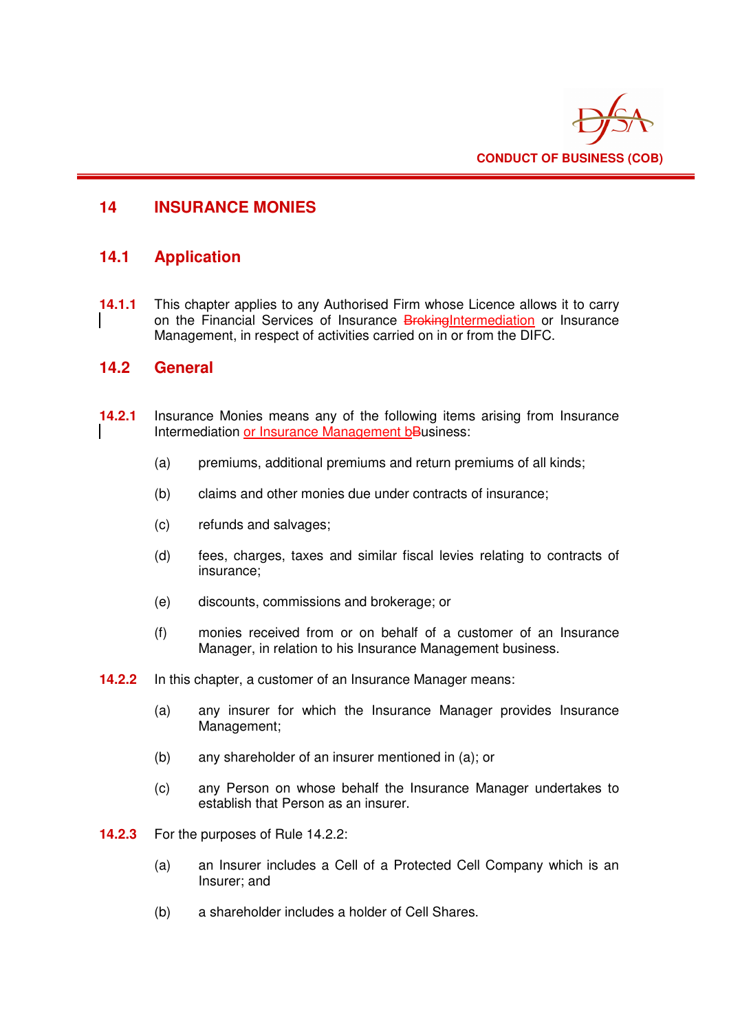# 14 INSURANCE MONIES

## 14.1 Application

**14.1.1** This chapter applies to any Authorised Firm whose Licence allows it to carry on the Financial Services of Insurance ~~Broking~~Intermediation or Insurance Management, in respect of activities carried on in or from the DIFC.

## 14.2 General

**14.2.1** Insurance Monies means any of the following items arising from Insurance Intermediation or Insurance Management ~~b~~Business:

(a) premiums, additional premiums and return premiums of all kinds;

(b) claims and other monies due under contracts of insurance;

(c) refunds and salvages;

(d) fees, charges, taxes and similar fiscal levies relating to contracts of insurance;

(e) discounts, commissions and brokerage; or

(f) monies received from or on behalf of a customer of an Insurance Manager, in relation to his Insurance Management business.

**14.2.2** In this chapter, a customer of an Insurance Manager means:

(a) any insurer for which the Insurance Manager provides Insurance Management;

(b) any shareholder of an insurer mentioned in (a); or

(c) any Person on whose behalf the Insurance Manager undertakes to establish that Person as an insurer.

**14.2.3** For the purposes of Rule 14.2.2:

(a) an Insurer includes a Cell of a Protected Cell Company which is an Insurer; and

(b) a shareholder includes a holder of Cell Shares.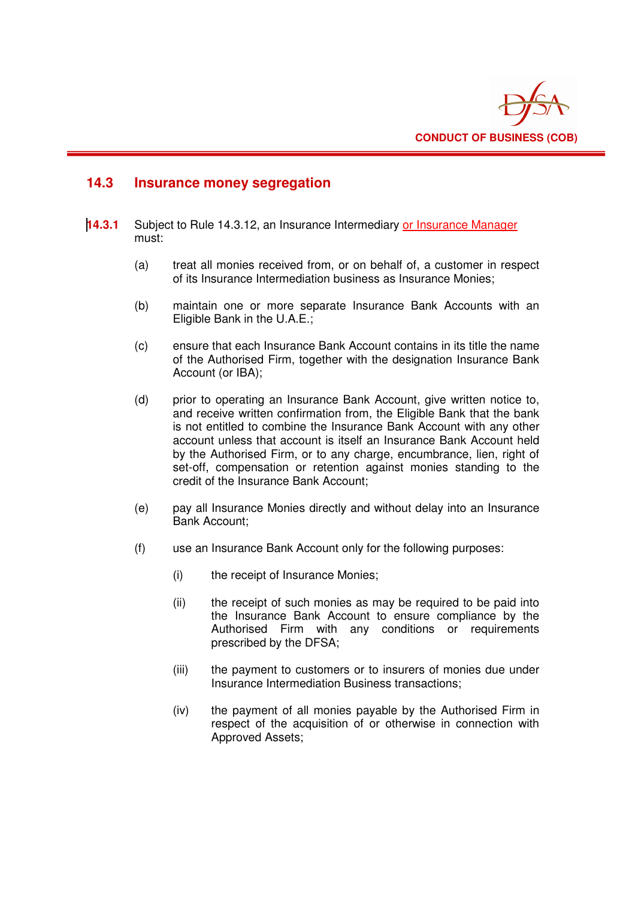## 14.3 Insurance money segregation

**14.3.1** Subject to Rule 14.3.12, an Insurance Intermediary or Insurance Manager must:

(a) treat all monies received from, or on behalf of, a customer in respect of its Insurance Intermediation business as Insurance Monies;

(b) maintain one or more separate Insurance Bank Accounts with an Eligible Bank in the U.A.E.;

(c) ensure that each Insurance Bank Account contains in its title the name of the Authorised Firm, together with the designation Insurance Bank Account (or IBA);

(d) prior to operating an Insurance Bank Account, give written notice to, and receive written confirmation from, the Eligible Bank that the bank is not entitled to combine the Insurance Bank Account with any other account unless that account is itself an Insurance Bank Account held by the Authorised Firm, or to any charge, encumbrance, lien, right of set-off, compensation or retention against monies standing to the credit of the Insurance Bank Account;

(e) pay all Insurance Monies directly and without delay into an Insurance Bank Account;

(f) use an Insurance Bank Account only for the following purposes:

(i) the receipt of Insurance Monies;

(ii) the receipt of such monies as may be required to be paid into the Insurance Bank Account to ensure compliance by the Authorised Firm with any conditions or requirements prescribed by the DFSA;

(iii) the payment to customers or to insurers of monies due under Insurance Intermediation Business transactions;

(iv) the payment of all monies payable by the Authorised Firm in respect of the acquisition of or otherwise in connection with Approved Assets;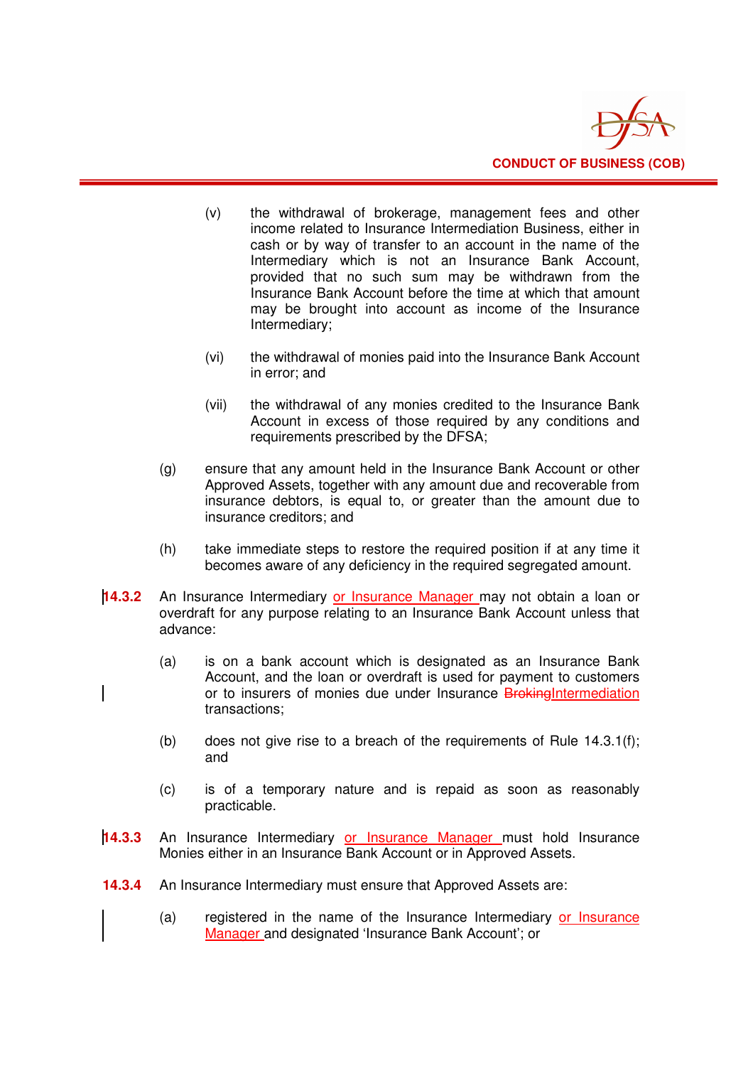(v) the withdrawal of brokerage, management fees and other income related to Insurance Intermediation Business, either in cash or by way of transfer to an account in the name of the Intermediary which is not an Insurance Bank Account, provided that no such sum may be withdrawn from the Insurance Bank Account before the time at which that amount may be brought into account as income of the Insurance Intermediary;

(vi) the withdrawal of monies paid into the Insurance Bank Account in error; and

(vii) the withdrawal of any monies credited to the Insurance Bank Account in excess of those required by any conditions and requirements prescribed by the DFSA;

(g) ensure that any amount held in the Insurance Bank Account or other Approved Assets, together with any amount due and recoverable from insurance debtors, is equal to, or greater than the amount due to insurance creditors; and

(h) take immediate steps to restore the required position if at any time it becomes aware of any deficiency in the required segregated amount.

**14.3.2** An Insurance Intermediary or Insurance Manager may not obtain a loan or overdraft for any purpose relating to an Insurance Bank Account unless that advance:

(a) is on a bank account which is designated as an Insurance Bank Account, and the loan or overdraft is used for payment to customers or to insurers of monies due under Insurance ~~Broking~~Intermediation transactions;

(b) does not give rise to a breach of the requirements of Rule 14.3.1(f); and

(c) is of a temporary nature and is repaid as soon as reasonably practicable.

**14.3.3** An Insurance Intermediary or Insurance Manager must hold Insurance Monies either in an Insurance Bank Account or in Approved Assets.

**14.3.4** An Insurance Intermediary must ensure that Approved Assets are:

(a) registered in the name of the Insurance Intermediary or Insurance Manager and designated 'Insurance Bank Account'; or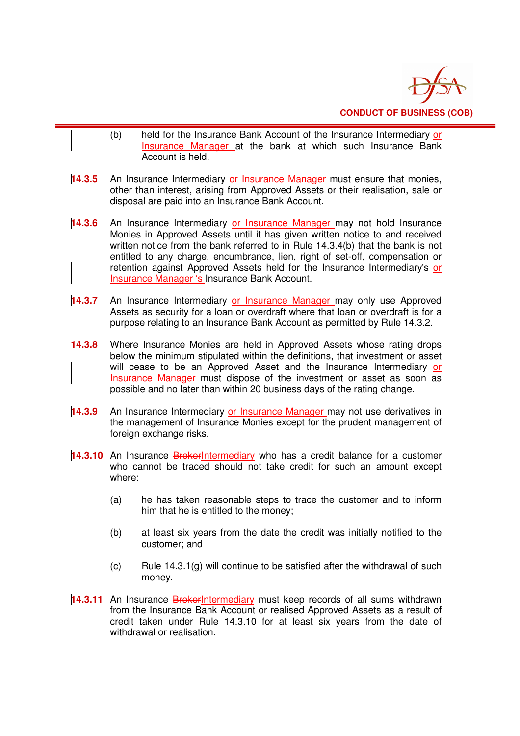(b) held for the Insurance Bank Account of the Insurance Intermediary or Insurance Manager at the bank at which such Insurance Bank Account is held.

**14.3.5** An Insurance Intermediary or Insurance Manager must ensure that monies, other than interest, arising from Approved Assets or their realisation, sale or disposal are paid into an Insurance Bank Account.

**14.3.6** An Insurance Intermediary or Insurance Manager may not hold Insurance Monies in Approved Assets until it has given written notice to and received written notice from the bank referred to in Rule 14.3.4(b) that the bank is not entitled to any charge, encumbrance, lien, right of set-off, compensation or retention against Approved Assets held for the Insurance Intermediary's or Insurance Manager 's Insurance Bank Account.

**14.3.7** An Insurance Intermediary or Insurance Manager may only use Approved Assets as security for a loan or overdraft where that loan or overdraft is for a purpose relating to an Insurance Bank Account as permitted by Rule 14.3.2.

**14.3.8** Where Insurance Monies are held in Approved Assets whose rating drops below the minimum stipulated within the definitions, that investment or asset will cease to be an Approved Asset and the Insurance Intermediary or Insurance Manager must dispose of the investment or asset as soon as possible and no later than within 20 business days of the rating change.

**14.3.9** An Insurance Intermediary or Insurance Manager may not use derivatives in the management of Insurance Monies except for the prudent management of foreign exchange risks.

**14.3.10** An Insurance ~~Broker~~Intermediary who has a credit balance for a customer who cannot be traced should not take credit for such an amount except where:

(a) he has taken reasonable steps to trace the customer and to inform him that he is entitled to the money;

(b) at least six years from the date the credit was initially notified to the customer; and

(c) Rule 14.3.1(g) will continue to be satisfied after the withdrawal of such money.

**14.3.11** An Insurance ~~Broker~~Intermediary must keep records of all sums withdrawn from the Insurance Bank Account or realised Approved Assets as a result of credit taken under Rule 14.3.10 for at least six years from the date of withdrawal or realisation.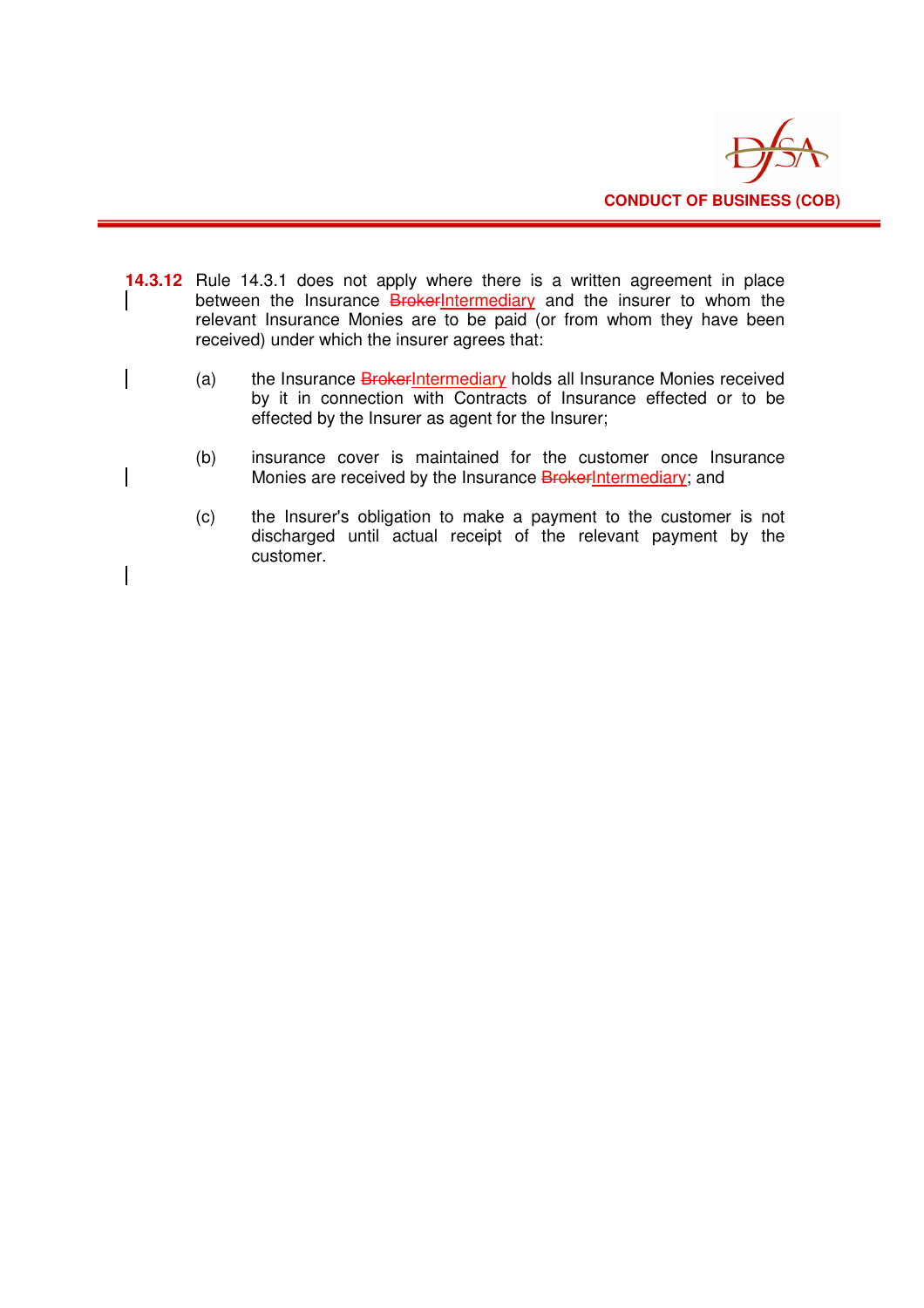**14.3.12** Rule 14.3.1 does not apply where there is a written agreement in place between the Insurance ~~Broker~~Intermediary and the insurer to whom the relevant Insurance Monies are to be paid (or from whom they have been received) under which the insurer agrees that:

(a) the Insurance ~~Broker~~Intermediary holds all Insurance Monies received by it in connection with Contracts of Insurance effected or to be effected by the Insurer as agent for the Insurer;

(b) insurance cover is maintained for the customer once Insurance Monies are received by the Insurance ~~Broker~~Intermediary; and

(c) the Insurer's obligation to make a payment to the customer is not discharged until actual receipt of the relevant payment by the customer.